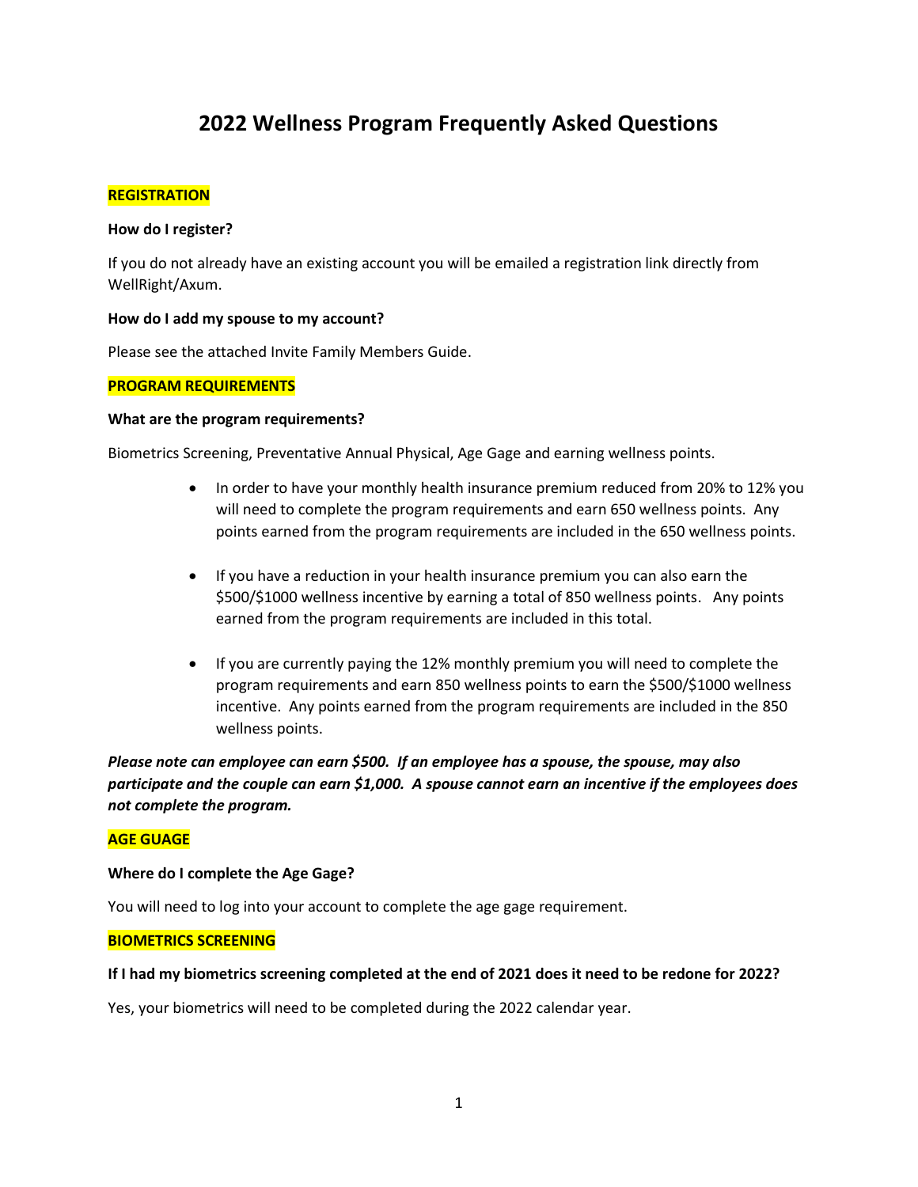# 2022 Wellness Program Frequently Asked Questions

**REGISTRATION**

**How do I register?**

If you do not already have an existing account you will be emailed a registration link directly from WellRight/Axum.

**How do I add my spouse to my account?**

Please see the attached Invite Family Members Guide.

**PROGRAM REQUIREMENTS**

**What are the program requirements?**

Biometrics Screening, Preventative Annual Physical, Age Gage and earning wellness points.

- In order to have your monthly health insurance premium reduced from 20% to 12% you will need to complete the program requirements and earn 650 wellness points. Any points earned from the program requirements are included in the 650 wellness points.
- If you have a reduction in your health insurance premium you can also earn the $500/$1000 wellness incentive by earning a total of 850 wellness points. Any points earned from the program requirements are included in this total.
- If you are currently paying the 12% monthly premium you will need to complete the program requirements and earn 850 wellness points to earn the $500/$1000 wellness incentive. Any points earned from the program requirements are included in the 850 wellness points.

***Please note can employee can earn $500. If an employee has a spouse, the spouse, may also participate and the couple can earn $1,000. A spouse cannot earn an incentive if the employees does not complete the program.***

**AGE GUAGE**

**Where do I complete the Age Gage?**

You will need to log into your account to complete the age gage requirement.

**BIOMETRICS SCREENING**

**If I had my biometrics screening completed at the end of 2021 does it need to be redone for 2022?**

Yes, your biometrics will need to be completed during the 2022 calendar year.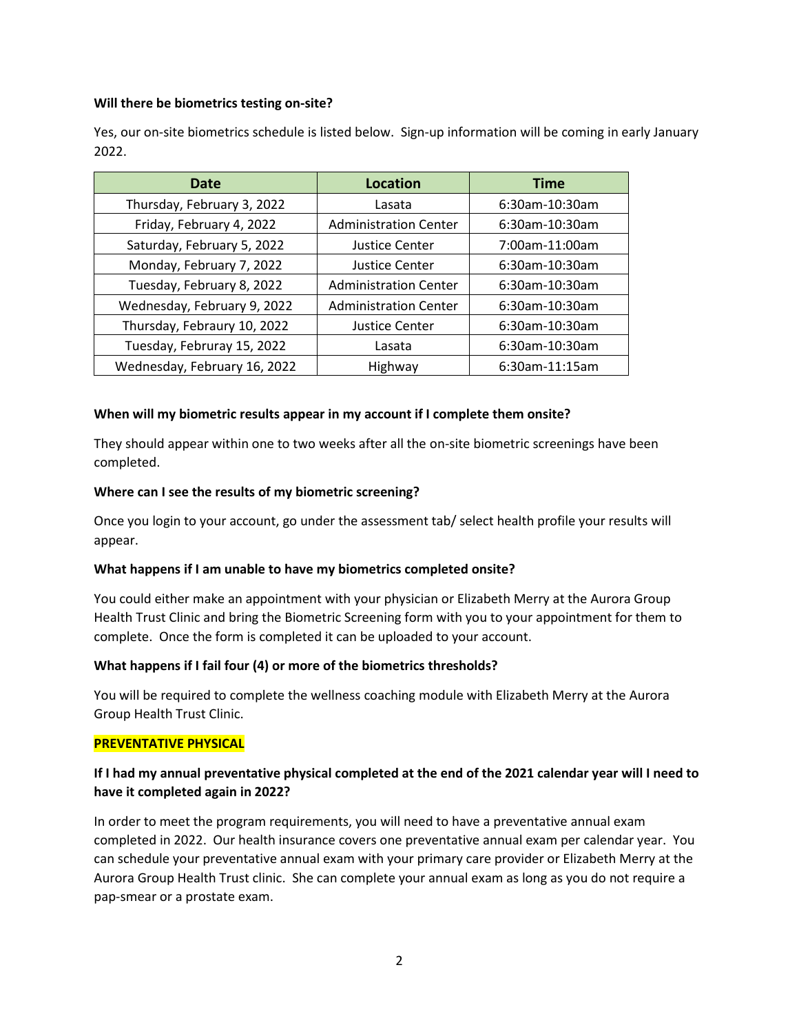**Will there be biometrics testing on-site?**

Yes, our on-site biometrics schedule is listed below. Sign-up information will be coming in early January 2022.

| Date | Location | Time |
|---|---|---|
| Thursday, February 3, 2022 | Lasata | 6:30am-10:30am |
| Friday, February 4, 2022 | Administration Center | 6:30am-10:30am |
| Saturday, February 5, 2022 | Justice Center | 7:00am-11:00am |
| Monday, February 7, 2022 | Justice Center | 6:30am-10:30am |
| Tuesday, February 8, 2022 | Administration Center | 6:30am-10:30am |
| Wednesday, February 9, 2022 | Administration Center | 6:30am-10:30am |
| Thursday, Febraury 10, 2022 | Justice Center | 6:30am-10:30am |
| Tuesday, Februray 15, 2022 | Lasata | 6:30am-10:30am |
| Wednesday, February 16, 2022 | Highway | 6:30am-11:15am |

**When will my biometric results appear in my account if I complete them onsite?**

They should appear within one to two weeks after all the on-site biometric screenings have been completed.

**Where can I see the results of my biometric screening?**

Once you login to your account, go under the assessment tab/ select health profile your results will appear.

**What happens if I am unable to have my biometrics completed onsite?**

You could either make an appointment with your physician or Elizabeth Merry at the Aurora Group Health Trust Clinic and bring the Biometric Screening form with you to your appointment for them to complete. Once the form is completed it can be uploaded to your account.

**What happens if I fail four (4) or more of the biometrics thresholds?**

You will be required to complete the wellness coaching module with Elizabeth Merry at the Aurora Group Health Trust Clinic.

**PREVENTATIVE PHYSICAL**

**If I had my annual preventative physical completed at the end of the 2021 calendar year will I need to have it completed again in 2022?**

In order to meet the program requirements, you will need to have a preventative annual exam completed in 2022. Our health insurance covers one preventative annual exam per calendar year. You can schedule your preventative annual exam with your primary care provider or Elizabeth Merry at the Aurora Group Health Trust clinic. She can complete your annual exam as long as you do not require a pap-smear or a prostate exam.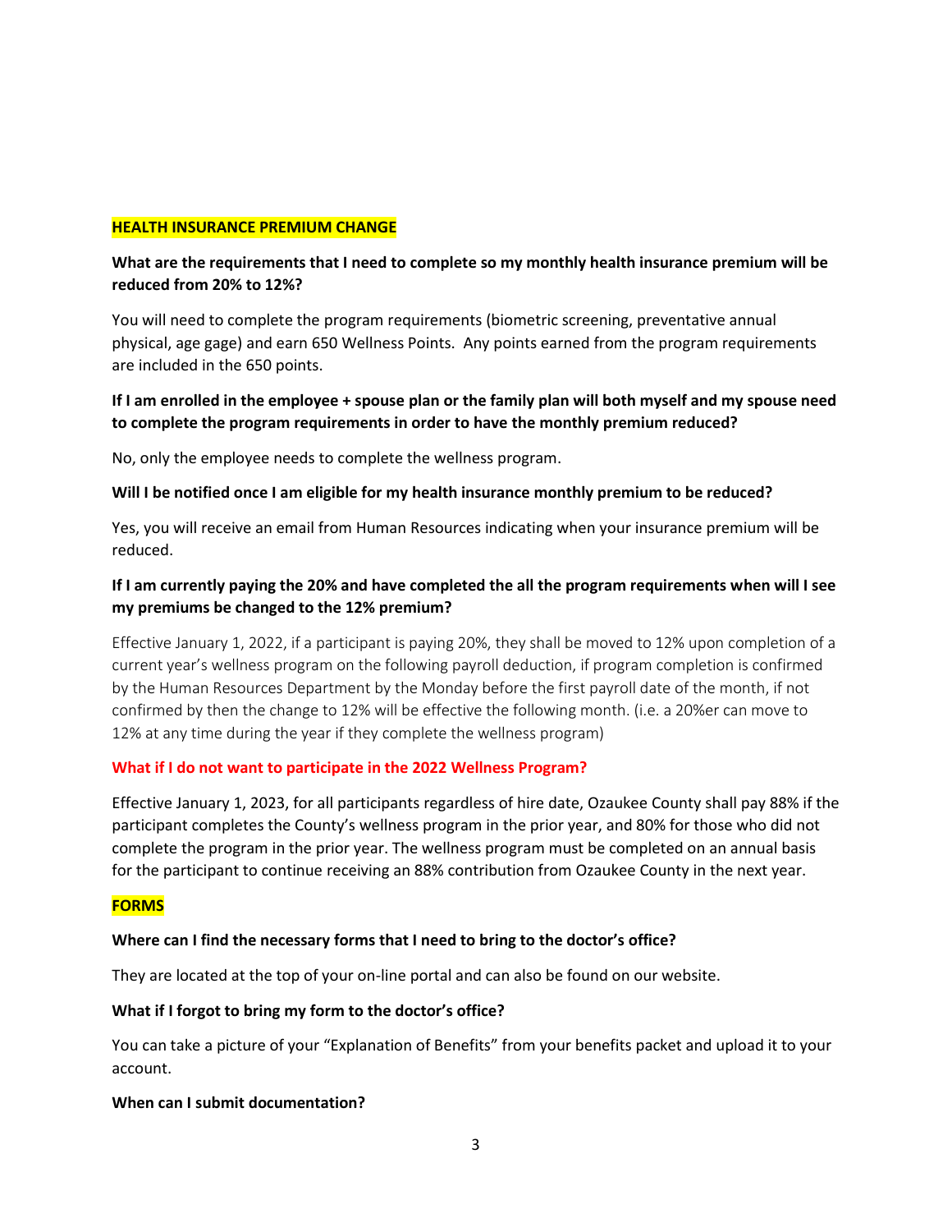## HEALTH INSURANCE PREMIUM CHANGE

**What are the requirements that I need to complete so my monthly health insurance premium will be reduced from 20% to 12%?**

You will need to complete the program requirements (biometric screening, preventative annual physical, age gage) and earn 650 Wellness Points. Any points earned from the program requirements are included in the 650 points.

**If I am enrolled in the employee + spouse plan or the family plan will both myself and my spouse need to complete the program requirements in order to have the monthly premium reduced?**

No, only the employee needs to complete the wellness program.

**Will I be notified once I am eligible for my health insurance monthly premium to be reduced?**

Yes, you will receive an email from Human Resources indicating when your insurance premium will be reduced.

**If I am currently paying the 20% and have completed the all the program requirements when will I see my premiums be changed to the 12% premium?**

Effective January 1, 2022, if a participant is paying 20%, they shall be moved to 12% upon completion of a current year's wellness program on the following payroll deduction, if program completion is confirmed by the Human Resources Department by the Monday before the first payroll date of the month, if not confirmed by then the change to 12% will be effective the following month. (i.e. a 20%er can move to 12% at any time during the year if they complete the wellness program)

**What if I do not want to participate in the 2022 Wellness Program?**

Effective January 1, 2023, for all participants regardless of hire date, Ozaukee County shall pay 88% if the participant completes the County's wellness program in the prior year, and 80% for those who did not complete the program in the prior year. The wellness program must be completed on an annual basis for the participant to continue receiving an 88% contribution from Ozaukee County in the next year.

## FORMS

**Where can I find the necessary forms that I need to bring to the doctor's office?**

They are located at the top of your on-line portal and can also be found on our website.

**What if I forgot to bring my form to the doctor's office?**

You can take a picture of your "Explanation of Benefits" from your benefits packet and upload it to your account.

**When can I submit documentation?**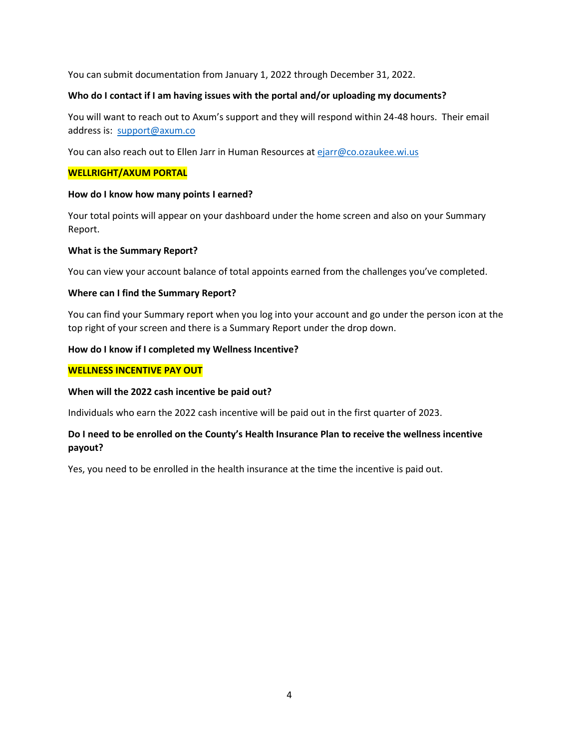You can submit documentation from January 1, 2022 through December 31, 2022.

**Who do I contact if I am having issues with the portal and/or uploading my documents?**

You will want to reach out to Axum's support and they will respond within 24-48 hours. Their email address is: support@axum.co

You can also reach out to Ellen Jarr in Human Resources at ejarr@co.ozaukee.wi.us

## WELLRIGHT/AXUM PORTAL

**How do I know how many points I earned?**

Your total points will appear on your dashboard under the home screen and also on your Summary Report.

**What is the Summary Report?**

You can view your account balance of total appoints earned from the challenges you've completed.

**Where can I find the Summary Report?**

You can find your Summary report when you log into your account and go under the person icon at the top right of your screen and there is a Summary Report under the drop down.

**How do I know if I completed my Wellness Incentive?**

## WELLNESS INCENTIVE PAY OUT

**When will the 2022 cash incentive be paid out?**

Individuals who earn the 2022 cash incentive will be paid out in the first quarter of 2023.

**Do I need to be enrolled on the County's Health Insurance Plan to receive the wellness incentive payout?**

Yes, you need to be enrolled in the health insurance at the time the incentive is paid out.